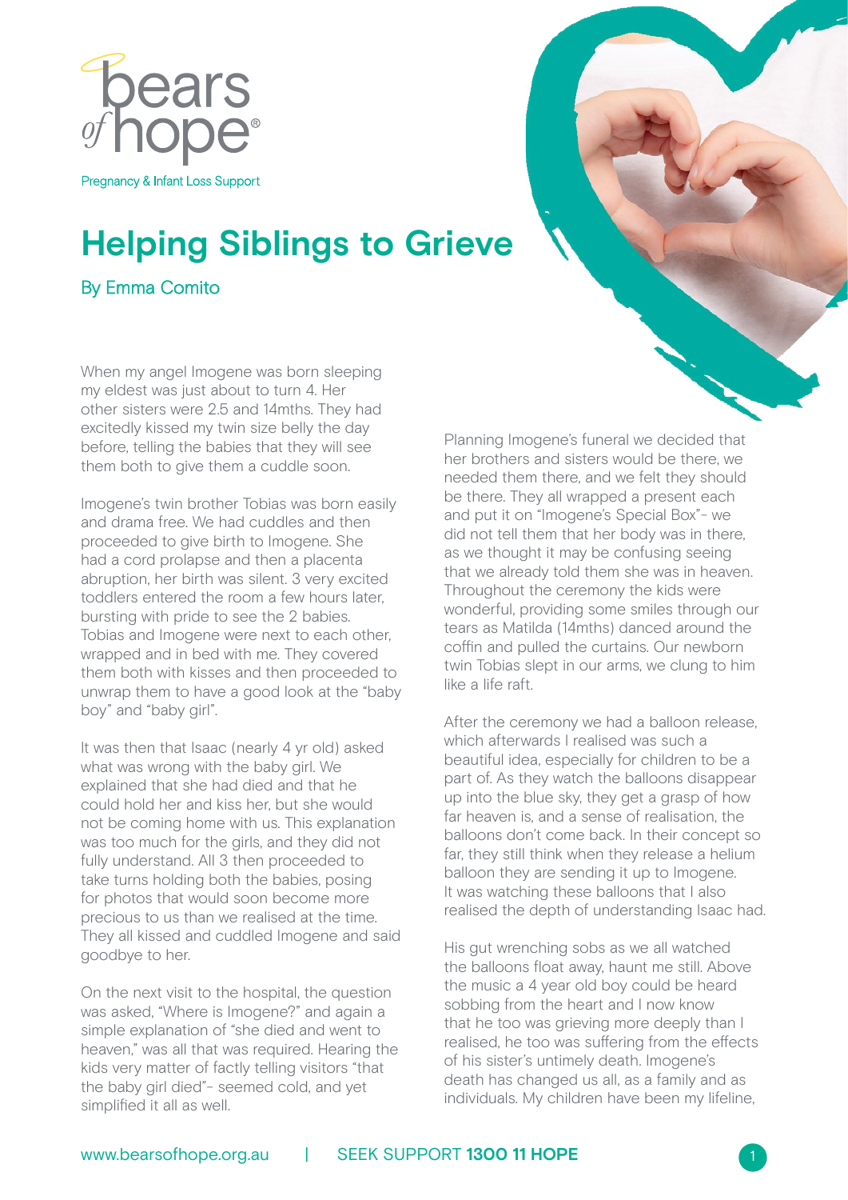bears of hope®

Pregnancy & Infant Loss Support

# Helping Siblings to Grieve

By Emma Comito

When my angel Imogene was born sleeping my eldest was just about to turn 4. Her other sisters were 2.5 and 14mths. They had excitedly kissed my twin size belly the day before, telling the babies that they will see them both to give them a cuddle soon.

Imogene's twin brother Tobias was born easily and drama free. We had cuddles and then proceeded to give birth to Imogene. She had a cord prolapse and then a placenta abruption, her birth was silent. 3 very excited toddlers entered the room a few hours later, bursting with pride to see the 2 babies. Tobias and Imogene were next to each other, wrapped and in bed with me. They covered them both with kisses and then proceeded to unwrap them to have a good look at the "baby boy" and "baby girl".

It was then that Isaac (nearly 4 yr old) asked what was wrong with the baby girl. We explained that she had died and that he could hold her and kiss her, but she would not be coming home with us. This explanation was too much for the girls, and they did not fully understand. All 3 then proceeded to take turns holding both the babies, posing for photos that would soon become more precious to us than we realised at the time. They all kissed and cuddled Imogene and said goodbye to her.

On the next visit to the hospital, the question was asked, "Where is Imogene?" and again a simple explanation of "she died and went to heaven," was all that was required. Hearing the kids very matter of factly telling visitors "that the baby girl died"- seemed cold, and yet simplified it all as well.

Planning Imogene's funeral we decided that her brothers and sisters would be there, we needed them there, and we felt they should be there. They all wrapped a present each and put it on "Imogene's Special Box"- we did not tell them that her body was in there, as we thought it may be confusing seeing that we already told them she was in heaven. Throughout the ceremony the kids were wonderful, providing some smiles through our tears as Matilda (14mths) danced around the coffin and pulled the curtains. Our newborn twin Tobias slept in our arms, we clung to him like a life raft.

After the ceremony we had a balloon release, which afterwards I realised was such a beautiful idea, especially for children to be a part of. As they watch the balloons disappear up into the blue sky, they get a grasp of how far heaven is, and a sense of realisation, the balloons don't come back. In their concept so far, they still think when they release a helium balloon they are sending it up to Imogene. It was watching these balloons that I also realised the depth of understanding Isaac had.

His gut wrenching sobs as we all watched the balloons float away, haunt me still. Above the music a 4 year old boy could be heard sobbing from the heart and I now know that he too was grieving more deeply than I realised, he too was suffering from the effects of his sister's untimely death. Imogene's death has changed us all, as a family and as individuals. My children have been my lifeline,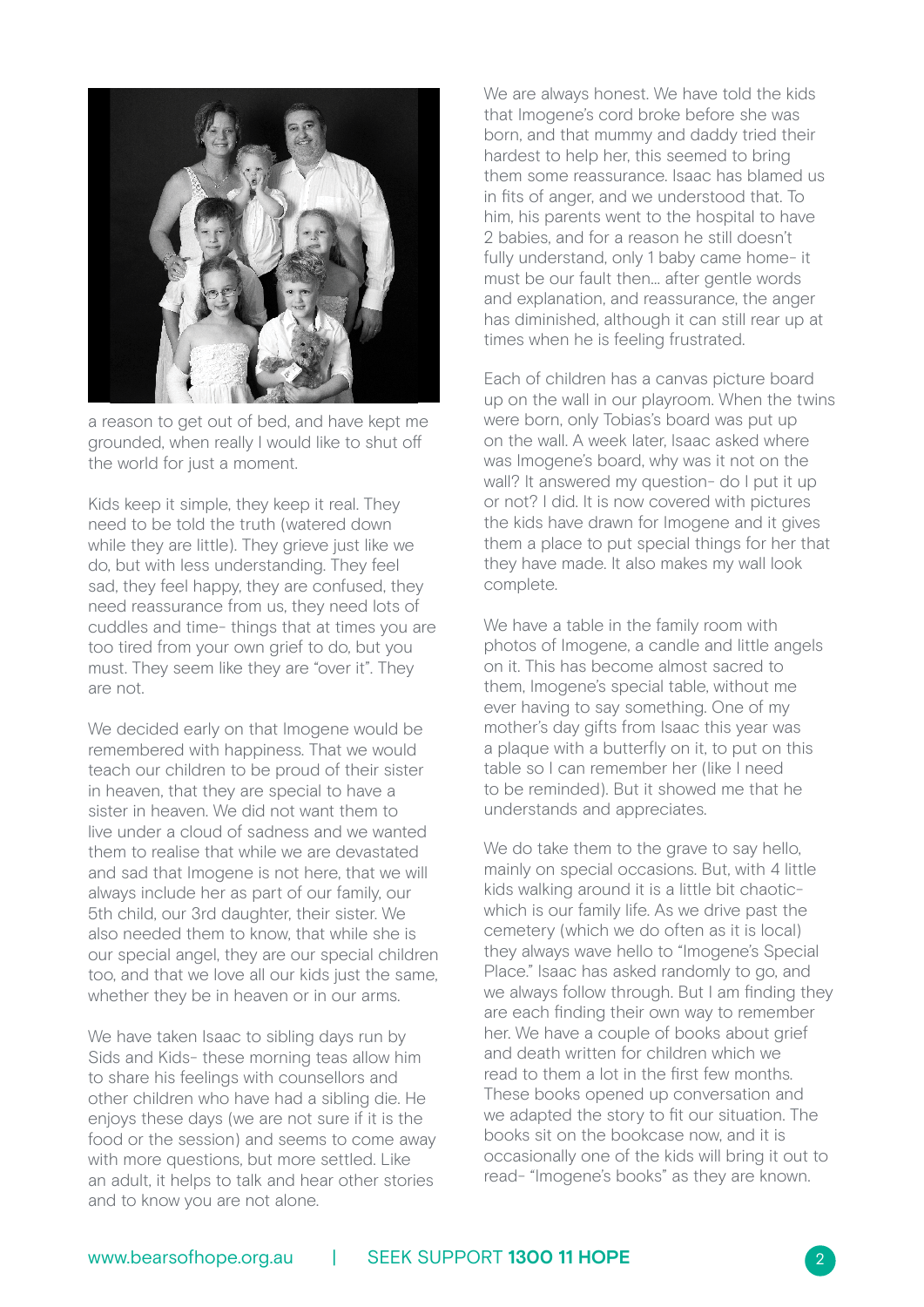a reason to get out of bed, and have kept me grounded, when really I would like to shut off the world for just a moment.

Kids keep it simple, they keep it real. They need to be told the truth (watered down while they are little). They grieve just like we do, but with less understanding. They feel sad, they feel happy, they are confused, they need reassurance from us, they need lots of cuddles and time- things that at times you are too tired from your own grief to do, but you must. They seem like they are "over it". They are not.

We decided early on that Imogene would be remembered with happiness. That we would teach our children to be proud of their sister in heaven, that they are special to have a sister in heaven. We did not want them to live under a cloud of sadness and we wanted them to realise that while we are devastated and sad that Imogene is not here, that we will always include her as part of our family, our 5th child, our 3rd daughter, their sister. We also needed them to know, that while she is our special angel, they are our special children too, and that we love all our kids just the same, whether they be in heaven or in our arms.

We have taken Isaac to sibling days run by Sids and Kids- these morning teas allow him to share his feelings with counsellors and other children who have had a sibling die. He enjoys these days (we are not sure if it is the food or the session) and seems to come away with more questions, but more settled. Like an adult, it helps to talk and hear other stories and to know you are not alone.

We are always honest. We have told the kids that Imogene's cord broke before she was born, and that mummy and daddy tried their hardest to help her, this seemed to bring them some reassurance. Isaac has blamed us in fits of anger, and we understood that. To him, his parents went to the hospital to have 2 babies, and for a reason he still doesn't fully understand, only 1 baby came home- it must be our fault then... after gentle words and explanation, and reassurance, the anger has diminished, although it can still rear up at times when he is feeling frustrated.

Each of children has a canvas picture board up on the wall in our playroom. When the twins were born, only Tobias's board was put up on the wall. A week later, Isaac asked where was Imogene's board, why was it not on the wall? It answered my question- do I put it up or not? I did. It is now covered with pictures the kids have drawn for Imogene and it gives them a place to put special things for her that they have made. It also makes my wall look complete.

We have a table in the family room with photos of Imogene, a candle and little angels on it. This has become almost sacred to them, Imogene's special table, without me ever having to say something. One of my mother's day gifts from Isaac this year was a plaque with a butterfly on it, to put on this table so I can remember her (like I need to be reminded). But it showed me that he understands and appreciates.

We do take them to the grave to say hello, mainly on special occasions. But, with 4 little kids walking around it is a little bit chaotic- which is our family life. As we drive past the cemetery (which we do often as it is local) they always wave hello to "Imogene's Special Place." Isaac has asked randomly to go, and we always follow through. But I am finding they are each finding their own way to remember her. We have a couple of books about grief and death written for children which we read to them a lot in the first few months. These books opened up conversation and we adapted the story to fit our situation. The books sit on the bookcase now, and it is occasionally one of the kids will bring it out to read- "Imogene's books" as they are known.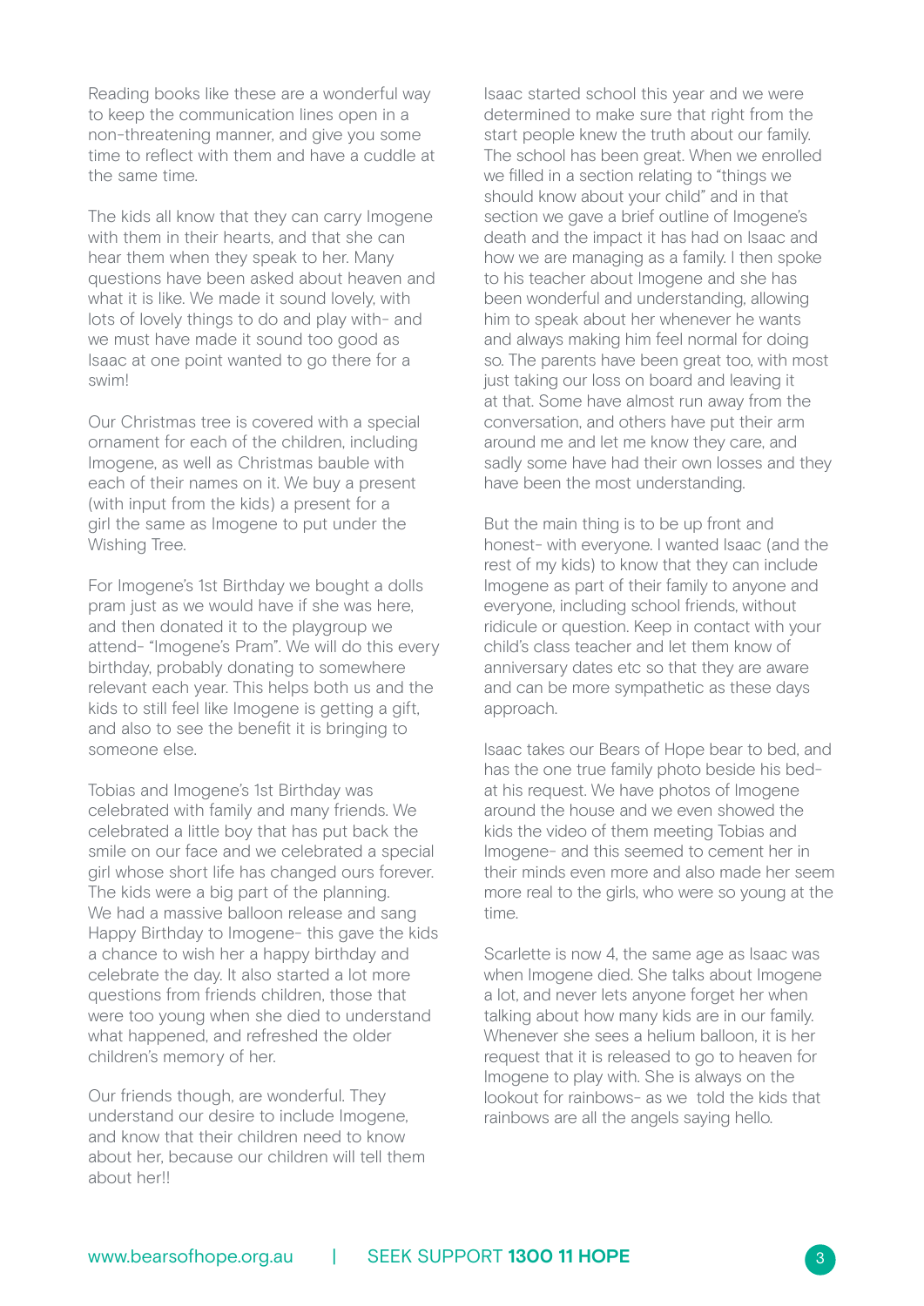Reading books like these are a wonderful way to keep the communication lines open in a non-threatening manner, and give you some time to reflect with them and have a cuddle at the same time.

The kids all know that they can carry Imogene with them in their hearts, and that she can hear them when they speak to her. Many questions have been asked about heaven and what it is like. We made it sound lovely, with lots of lovely things to do and play with- and we must have made it sound too good as Isaac at one point wanted to go there for a swim!

Our Christmas tree is covered with a special ornament for each of the children, including Imogene, as well as Christmas bauble with each of their names on it. We buy a present (with input from the kids) a present for a girl the same as Imogene to put under the Wishing Tree.

For Imogene's 1st Birthday we bought a dolls pram just as we would have if she was here, and then donated it to the playgroup we attend- "Imogene's Pram". We will do this every birthday, probably donating to somewhere relevant each year. This helps both us and the kids to still feel like Imogene is getting a gift, and also to see the benefit it is bringing to someone else.

Tobias and Imogene's 1st Birthday was celebrated with family and many friends. We celebrated a little boy that has put back the smile on our face and we celebrated a special girl whose short life has changed ours forever. The kids were a big part of the planning. We had a massive balloon release and sang Happy Birthday to Imogene- this gave the kids a chance to wish her a happy birthday and celebrate the day. It also started a lot more questions from friends children, those that were too young when she died to understand what happened, and refreshed the older children's memory of her.

Our friends though, are wonderful. They understand our desire to include Imogene, and know that their children need to know about her, because our children will tell them about her!!

Isaac started school this year and we were determined to make sure that right from the start people knew the truth about our family. The school has been great. When we enrolled we filled in a section relating to "things we should know about your child" and in that section we gave a brief outline of Imogene's death and the impact it has had on Isaac and how we are managing as a family. I then spoke to his teacher about Imogene and she has been wonderful and understanding, allowing him to speak about her whenever he wants and always making him feel normal for doing so. The parents have been great too, with most just taking our loss on board and leaving it at that. Some have almost run away from the conversation, and others have put their arm around me and let me know they care, and sadly some have had their own losses and they have been the most understanding.

But the main thing is to be up front and honest- with everyone. I wanted Isaac (and the rest of my kids) to know that they can include Imogene as part of their family to anyone and everyone, including school friends, without ridicule or question. Keep in contact with your child's class teacher and let them know of anniversary dates etc so that they are aware and can be more sympathetic as these days approach.

Isaac takes our Bears of Hope bear to bed, and has the one true family photo beside his bed- at his request. We have photos of Imogene around the house and we even showed the kids the video of them meeting Tobias and Imogene- and this seemed to cement her in their minds even more and also made her seem more real to the girls, who were so young at the time.

Scarlette is now 4, the same age as Isaac was when Imogene died. She talks about Imogene a lot, and never lets anyone forget her when talking about how many kids are in our family. Whenever she sees a helium balloon, it is her request that it is released to go to heaven for Imogene to play with. She is always on the lookout for rainbows- as we told the kids that rainbows are all the angels saying hello.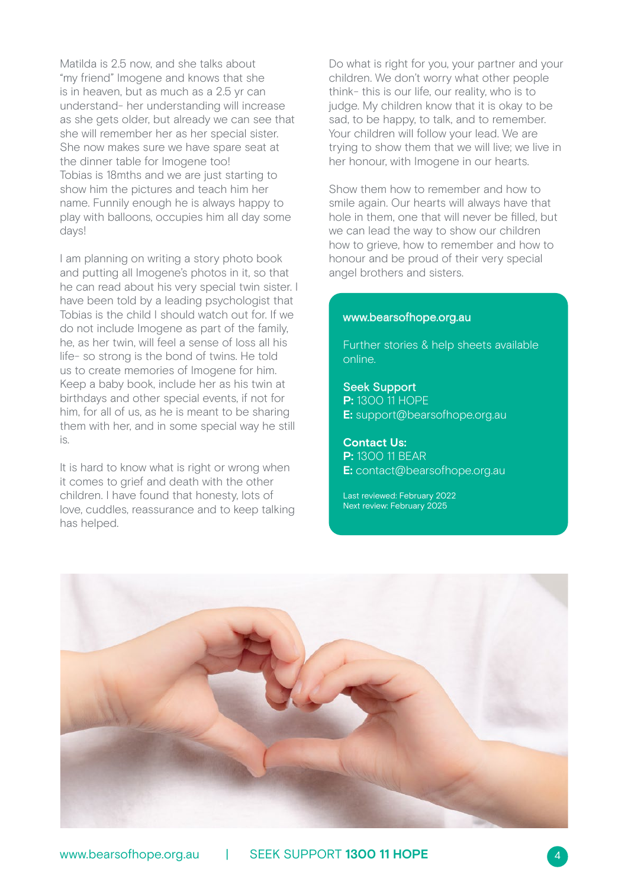Matilda is 2.5 now, and she talks about "my friend" Imogene and knows that she is in heaven, but as much as a 2.5 yr can understand- her understanding will increase as she gets older, but already we can see that she will remember her as her special sister. She now makes sure we have spare seat at the dinner table for Imogene too!
Tobias is 18mths and we are just starting to show him the pictures and teach him her name. Funnily enough he is always happy to play with balloons, occupies him all day some days!

I am planning on writing a story photo book and putting all Imogene's photos in it, so that he can read about his very special twin sister. I have been told by a leading psychologist that Tobias is the child I should watch out for. If we do not include Imogene as part of the family, he, as her twin, will feel a sense of loss all his life- so strong is the bond of twins. He told us to create memories of Imogene for him. Keep a baby book, include her as his twin at birthdays and other special events, if not for him, for all of us, as he is meant to be sharing them with her, and in some special way he still is.

It is hard to know what is right or wrong when it comes to grief and death with the other children. I have found that honesty, lots of love, cuddles, reassurance and to keep talking has helped.

Do what is right for you, your partner and your children. We don't worry what other people think- this is our life, our reality, who is to judge. My children know that it is okay to be sad, to be happy, to talk, and to remember. Your children will follow your lead. We are trying to show them that we will live; we live in her honour, with Imogene in our hearts.

Show them how to remember and how to smile again. Our hearts will always have that hole in them, one that will never be filled, but we can lead the way to show our children how to grieve, how to remember and how to honour and be proud of their very special angel brothers and sisters.

**www.bearsofhope.org.au**

Further stories & help sheets available online.

**Seek Support**
**P:** 1300 11 HOPE
**E:** support@bearsofhope.org.au

**Contact Us:**
**P:** 1300 11 BEAR
**E:** contact@bearsofhope.org.au

Last reviewed: February 2022
Next review: February 2025